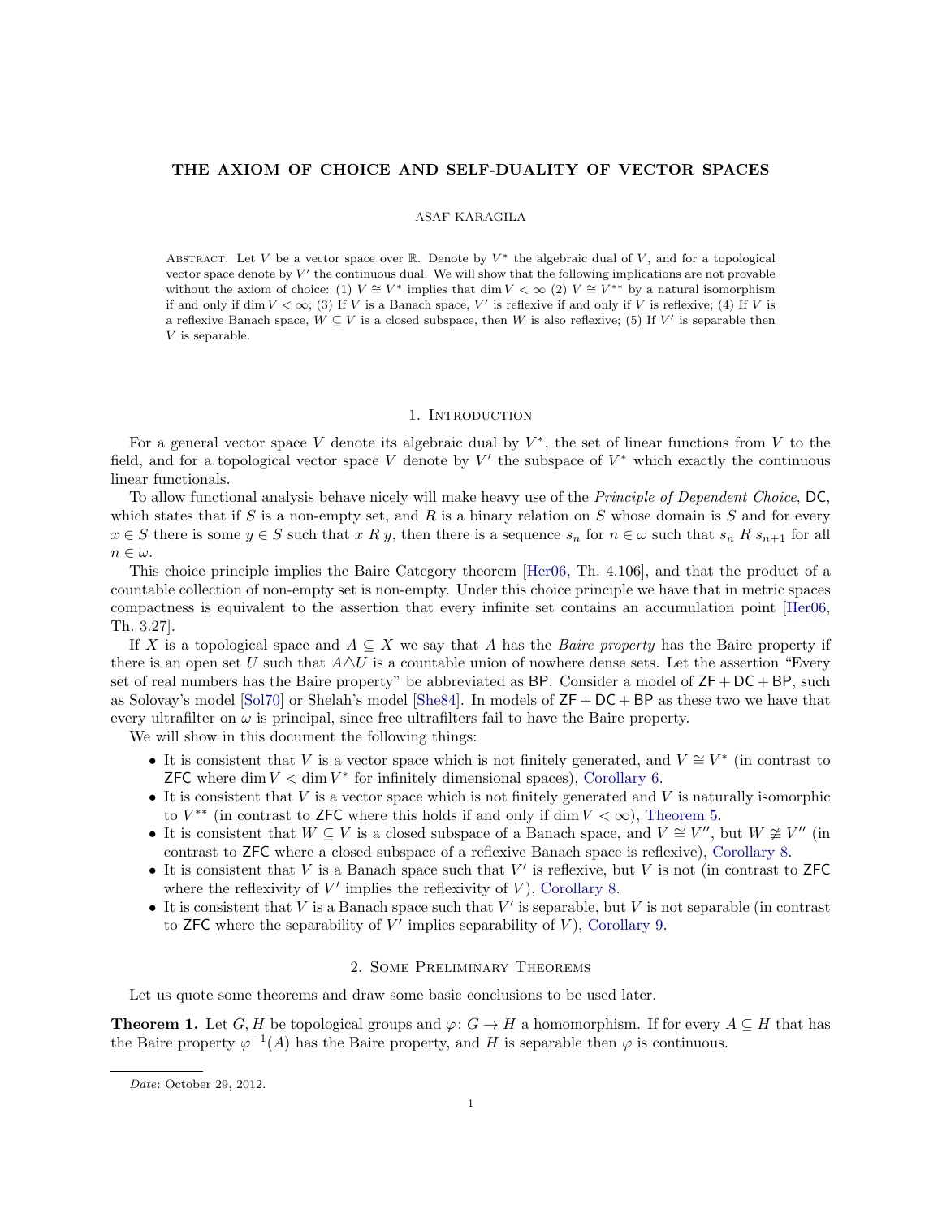# THE AXIOM OF CHOICE AND SELF-DUALITY OF VECTOR SPACES

ASAF KARAGILA

Abstract. Let $V$ be a vector space over $\mathbb{R}$. Denote by $V^*$ the algebraic dual of $V$, and for a topological vector space denote by $V'$ the continuous dual. We will show that the following implications are not provable without the axiom of choice: (1) $V \cong V^*$ implies that $\dim V < \infty$ (2) $V \cong V^{**}$ by a natural isomorphism if and only if $\dim V < \infty$; (3) If $V$ is a Banach space, $V'$ is reflexive if and only if $V$ is reflexive; (4) If $V$ is a reflexive Banach space, $W \subseteq V$ is a closed subspace, then $W$ is also reflexive; (5) If $V'$ is separable then $V$ is separable.

## 1. Introduction

For a general vector space $V$ denote its algebraic dual by $V^*$, the set of linear functions from $V$ to the field, and for a topological vector space $V$ denote by $V'$ the subspace of $V^*$ which exactly the continuous linear functionals.

To allow functional analysis behave nicely will make heavy use of the *Principle of Dependent Choice*, DC, which states that if $S$ is a non-empty set, and $R$ is a binary relation on $S$ whose domain is $S$ and for every $x \in S$ there is some $y \in S$ such that $x\ R\ y$, then there is a sequence $s_n$ for $n \in \omega$ such that $s_n\ R\ s_{n+1}$ for all $n \in \omega$.

This choice principle implies the Baire Category theorem [Her06, Th. 4.106], and that the product of a countable collection of non-empty set is non-empty. Under this choice principle we have that in metric spaces compactness is equivalent to the assertion that every infinite set contains an accumulation point [Her06, Th. 3.27].

If $X$ is a topological space and $A \subseteq X$ we say that $A$ has the *Baire property* has the Baire property if there is an open set $U$ such that $A \triangle U$ is a countable union of nowhere dense sets. Let the assertion "Every set of real numbers has the Baire property" be abbreviated as BP. Consider a model of $\mathsf{ZF} + \mathsf{DC} + \mathsf{BP}$, such as Solovay's model [Sol70] or Shelah's model [She84]. In models of $\mathsf{ZF} + \mathsf{DC} + \mathsf{BP}$ as these two we have that every ultrafilter on $\omega$ is principal, since free ultrafilters fail to have the Baire property.

We will show in this document the following things:

- It is consistent that $V$ is a vector space which is not finitely generated, and $V \cong V^*$ (in contrast to ZFC where $\dim V < \dim V^*$ for infinitely dimensional spaces), Corollary 6.
- It is consistent that $V$ is a vector space which is not finitely generated and $V$ is naturally isomorphic to $V^{**}$ (in contrast to ZFC where this holds if and only if $\dim V < \infty$), Theorem 5.
- It is consistent that $W \subseteq V$ is a closed subspace of a Banach space, and $V \cong V''$, but $W \not\cong V''$ (in contrast to ZFC where a closed subspace of a reflexive Banach space is reflexive), Corollary 8.
- It is consistent that $V$ is a Banach space such that $V'$ is reflexive, but $V$ is not (in contrast to ZFC where the reflexivity of $V'$ implies the reflexivity of $V$), Corollary 8.
- It is consistent that $V$ is a Banach space such that $V'$ is separable, but $V$ is not separable (in contrast to ZFC where the separability of $V'$ implies separability of $V$), Corollary 9.

## 2. Some Preliminary Theorems

Let us quote some theorems and draw some basic conclusions to be used later.

**Theorem 1.** Let $G, H$ be topological groups and $\varphi\colon G \to H$ a homomorphism. If for every $A \subseteq H$ that has the Baire property $\varphi^{-1}(A)$ has the Baire property, and $H$ is separable then $\varphi$ is continuous.

*Date*: October 29, 2012.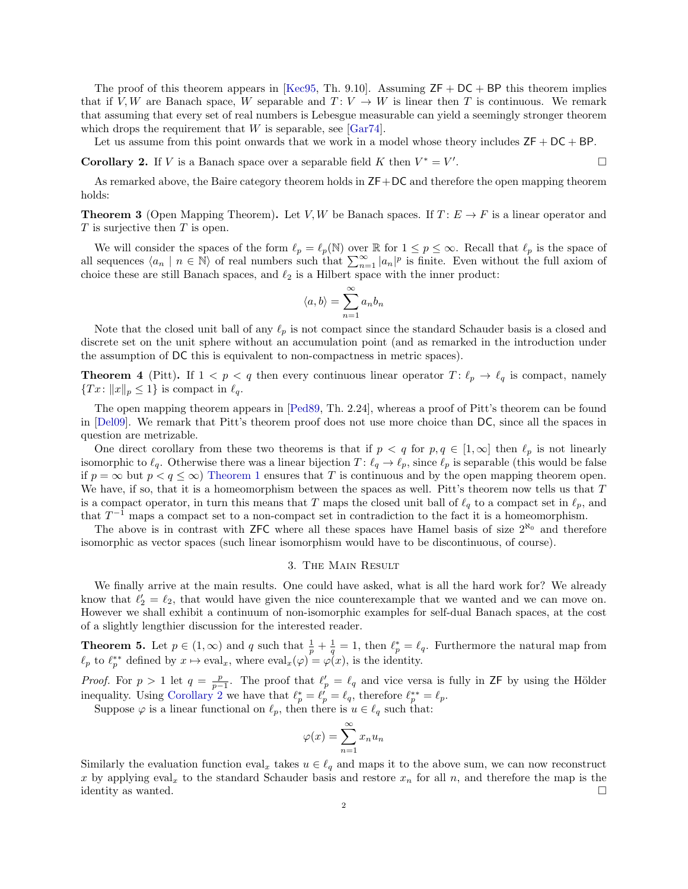The proof of this theorem appears in [Kec95, Th. 9.10]. Assuming $\mathsf{ZF} + \mathsf{DC} + \mathsf{BP}$ this theorem implies that if $V, W$ are Banach space, $W$ separable and $T\colon V \to W$ is linear then $T$ is continuous. We remark that assuming that every set of real numbers is Lebesgue measurable can yield a seemingly stronger theorem which drops the requirement that $W$ is separable, see [Gar74].

Let us assume from this point onwards that we work in a model whose theory includes $\mathsf{ZF} + \mathsf{DC} + \mathsf{BP}$.

**Corollary 2.** If $V$ is a Banach space over a separable field $K$ then $V^* = V'$. □

As remarked above, the Baire category theorem holds in $\mathsf{ZF}+\mathsf{DC}$ and therefore the open mapping theorem holds:

**Theorem 3** (Open Mapping Theorem)**.** Let $V, W$ be Banach spaces. If $T\colon E \to F$ is a linear operator and $T$ is surjective then $T$ is open.

We will consider the spaces of the form $\ell_p = \ell_p(\mathbb{N})$ over $\mathbb{R}$ for $1 \leq p \leq \infty$. Recall that $\ell_p$ is the space of all sequences $\langle a_n \mid n \in \mathbb{N}\rangle$ of real numbers such that $\sum_{n=1}^{\infty} |a_n|^p$ is finite. Even without the full axiom of choice these are still Banach spaces, and $\ell_2$ is a Hilbert space with the inner product:

$$\langle a, b\rangle = \sum_{n=1}^{\infty} a_n b_n$$

Note that the closed unit ball of any $\ell_p$ is not compact since the standard Schauder basis is a closed and discrete set on the unit sphere without an accumulation point (and as remarked in the introduction under the assumption of $\mathsf{DC}$ this is equivalent to non-compactness in metric spaces).

**Theorem 4** (Pitt)**.** If $1 < p < q$ then every continuous linear operator $T\colon \ell_p \to \ell_q$ is compact, namely $\{Tx \colon \|x\|_p \leq 1\}$ is compact in $\ell_q$.

The open mapping theorem appears in [Ped89, Th. 2.24], whereas a proof of Pitt's theorem can be found in [Del09]. We remark that Pitt's theorem proof does not use more choice than $\mathsf{DC}$, since all the spaces in question are metrizable.

One direct corollary from these two theorems is that if $p < q$ for $p, q \in [1, \infty]$ then $\ell_p$ is not linearly isomorphic to $\ell_q$. Otherwise there was a linear bijection $T\colon \ell_q \to \ell_p$, since $\ell_p$ is separable (this would be false if $p = \infty$ but $p < q \leq \infty$) Theorem 1 ensures that $T$ is continuous and by the open mapping theorem open. We have, if so, that it is a homeomorphism between the spaces as well. Pitt's theorem now tells us that $T$ is a compact operator, in turn this means that $T$ maps the closed unit ball of $\ell_q$ to a compact set in $\ell_p$, and that $T^{-1}$ maps a compact set to a non-compact set in contradiction to the fact it is a homeomorphism.

The above is in contrast with $\mathsf{ZFC}$ where all these spaces have Hamel basis of size $2^{\aleph_0}$ and therefore isomorphic as vector spaces (such linear isomorphism would have to be discontinuous, of course).

## 3. The Main Result

We finally arrive at the main results. One could have asked, what is all the hard work for? We already know that $\ell_2' = \ell_2$, that would have given the nice counterexample that we wanted and we can move on. However we shall exhibit a continuum of non-isomorphic examples for self-dual Banach spaces, at the cost of a slightly lengthier discussion for the interested reader.

**Theorem 5.** Let $p \in (1, \infty)$ and $q$ such that $\frac{1}{p} + \frac{1}{q} = 1$, then $\ell_p^* = \ell_q$. Furthermore the natural map from $\ell_p$ to $\ell_p^{**}$ defined by $x \mapsto \operatorname{eval}_x$, where $\operatorname{eval}_x(\varphi) = \varphi(x)$, is the identity.

*Proof.* For $p > 1$ let $q = \frac{p}{p-1}$. The proof that $\ell_p' = \ell_q$ and vice versa is fully in $\mathsf{ZF}$ by using the Hölder inequality. Using Corollary 2 we have that $\ell_p^* = \ell_p' = \ell_q$, therefore $\ell_p^{**} = \ell_p$.

Suppose $\varphi$ is a linear functional on $\ell_p$, then there is $u \in \ell_q$ such that:

$$\varphi(x) = \sum_{n=1}^{\infty} x_n u_n$$

Similarly the evaluation function $\operatorname{eval}_x$ takes $u \in \ell_q$ and maps it to the above sum, we can now reconstruct $x$ by applying $\operatorname{eval}_x$ to the standard Schauder basis and restore $x_n$ for all $n$, and therefore the map is the identity as wanted. □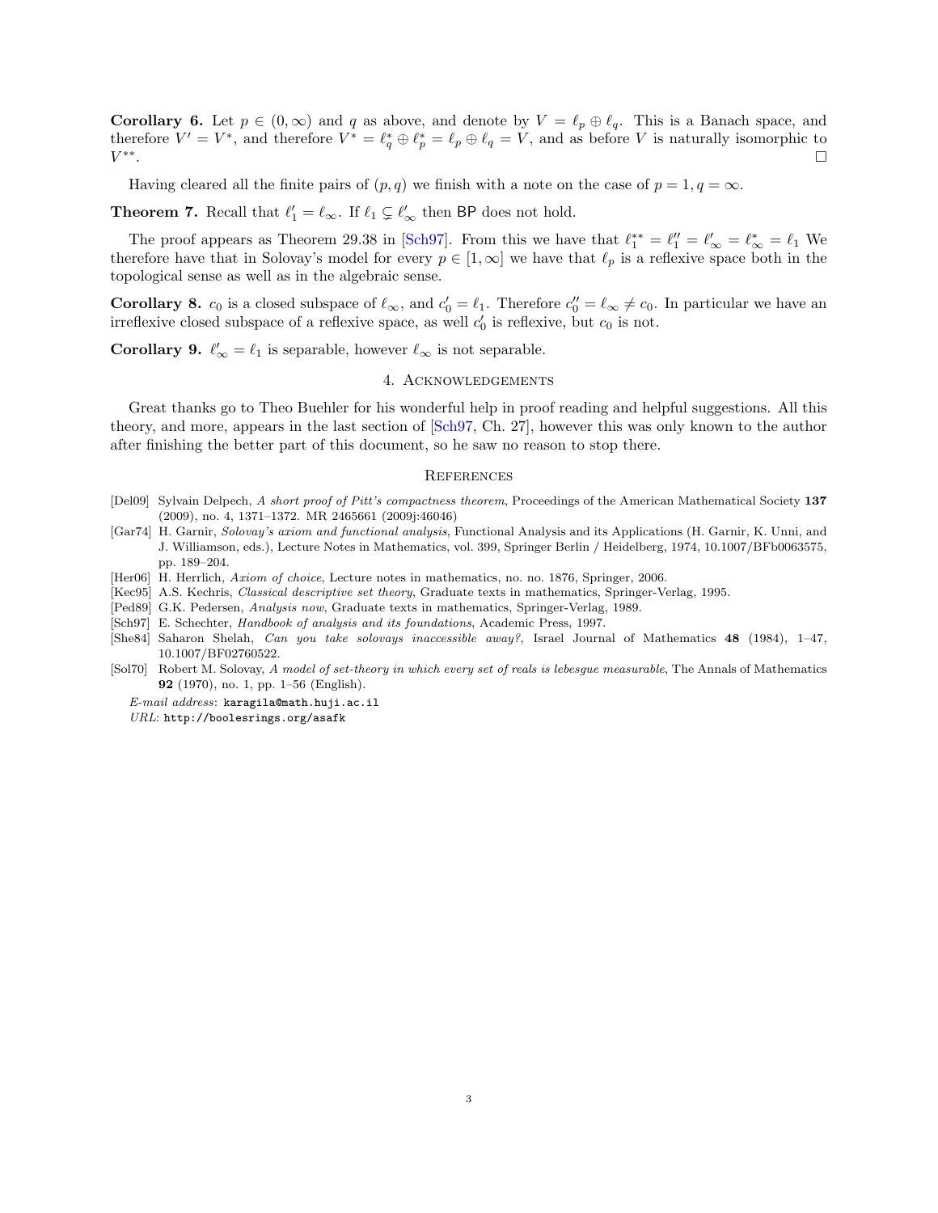**Corollary 6.** Let $p \in (0, \infty)$ and $q$ as above, and denote by $V = \ell_p \oplus \ell_q$. This is a Banach space, and therefore $V' = V^*$, and therefore $V^* = \ell_q^* \oplus \ell_p^* = \ell_p \oplus \ell_q = V$, and as before $V$ is naturally isomorphic to $V^{**}$. □

Having cleared all the finite pairs of $(p, q)$ we finish with a note on the case of $p = 1, q = \infty$.

**Theorem 7.** Recall that $\ell_1' = \ell_\infty$. If $\ell_1 \subsetneq \ell_\infty'$ then BP does not hold.

The proof appears as Theorem 29.38 in [Sch97]. From this we have that $\ell_1^{**} = \ell_1'' = \ell_\infty' = \ell_\infty^* = \ell_1$ We therefore have that in Solovay's model for every $p \in [1, \infty]$ we have that $\ell_p$ is a reflexive space both in the topological sense as well as in the algebraic sense.

**Corollary 8.** $c_0$ is a closed subspace of $\ell_\infty$, and $c_0' = \ell_1$. Therefore $c_0'' = \ell_\infty \neq c_0$. In particular we have an irreflexive closed subspace of a reflexive space, as well $c_0'$ is reflexive, but $c_0$ is not.

**Corollary 9.** $\ell_\infty' = \ell_1$ is separable, however $\ell_\infty$ is not separable.

## 4. Acknowledgements

Great thanks go to Theo Buehler for his wonderful help in proof reading and helpful suggestions. All this theory, and more, appears in the last section of [Sch97, Ch. 27], however this was only known to the author after finishing the better part of this document, so he saw no reason to stop there.

## References

[Del09] Sylvain Delpech, *A short proof of Pitt's compactness theorem*, Proceedings of the American Mathematical Society **137** (2009), no. 4, 1371–1372. MR 2465661 (2009j:46046)

[Gar74] H. Garnir, *Solovay's axiom and functional analysis*, Functional Analysis and its Applications (H. Garnir, K. Unni, and J. Williamson, eds.), Lecture Notes in Mathematics, vol. 399, Springer Berlin / Heidelberg, 1974, 10.1007/BFb0063575, pp. 189–204.

[Her06] H. Herrlich, *Axiom of choice*, Lecture notes in mathematics, no. no. 1876, Springer, 2006.

[Kec95] A.S. Kechris, *Classical descriptive set theory*, Graduate texts in mathematics, Springer-Verlag, 1995.

[Ped89] G.K. Pedersen, *Analysis now*, Graduate texts in mathematics, Springer-Verlag, 1989.

[Sch97] E. Schechter, *Handbook of analysis and its foundations*, Academic Press, 1997.

[She84] Saharon Shelah, *Can you take solovays inaccessible away?*, Israel Journal of Mathematics **48** (1984), 1–47, 10.1007/BF02760522.

[Sol70] Robert M. Solovay, *A model of set-theory in which every set of reals is lebesgue measurable*, The Annals of Mathematics **92** (1970), no. 1, pp. 1–56 (English).

*E-mail address*: karagila@math.huji.ac.il

*URL*: http://boolesrings.org/asafk